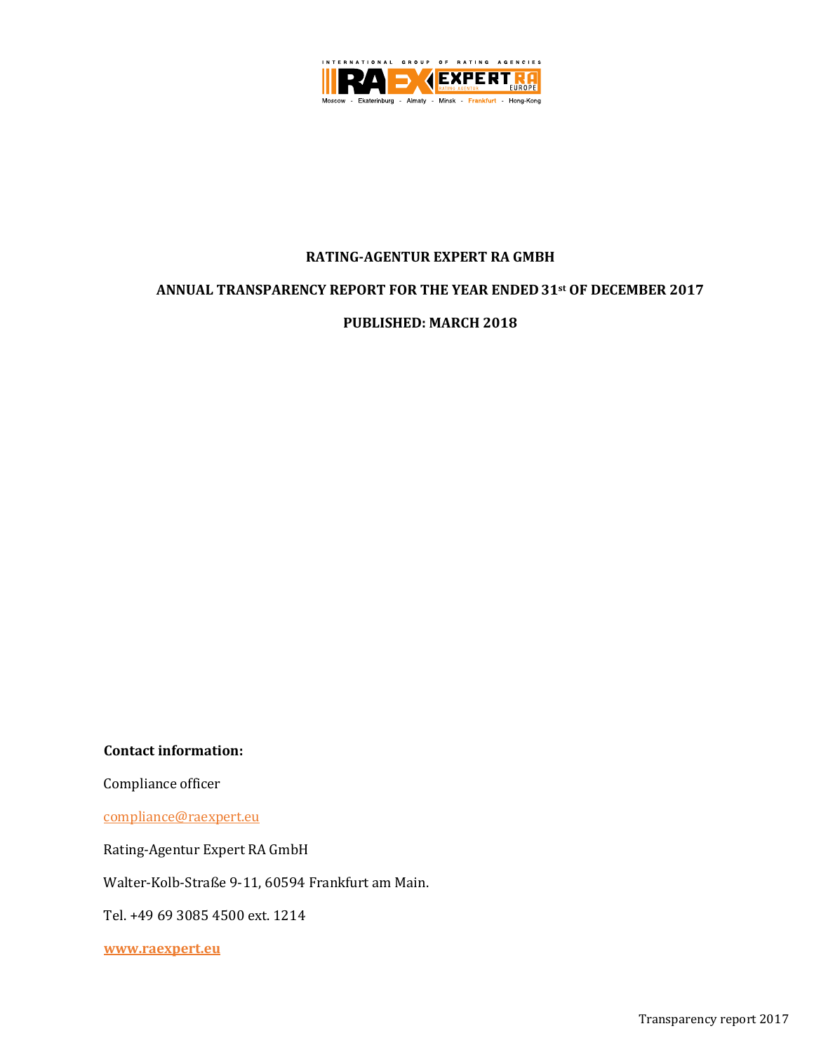**RATING-AGENTUR EXPERT RA GMBH**

**ANNUAL TRANSPARENCY REPORT FOR THE YEAR ENDED 31st OF DECEMBER 2017**

**PUBLISHED: MARCH 2018**

**Contact information:**

Compliance officer

compliance@raexpert.eu

Rating-Agentur Expert RA GmbH

Walter-Kolb-Straße 9-11, 60594 Frankfurt am Main.

Tel. +49 69 3085 4500 ext. 1214

**www.raexpert.eu**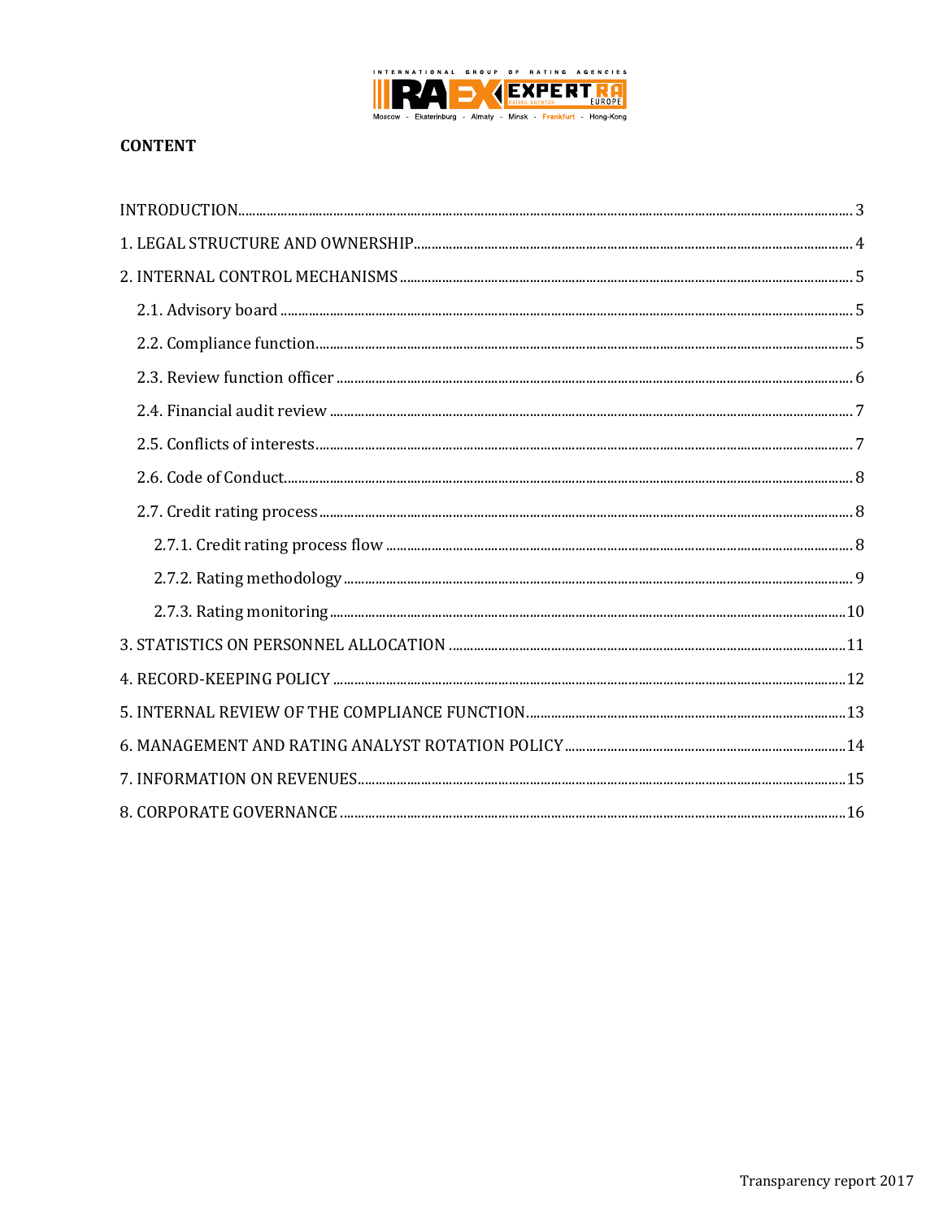## CONTENT

INTRODUCTION ........ 3

1. LEGAL STRUCTURE AND OWNERSHIP ........ 4

2. INTERNAL CONTROL MECHANISMS ........ 5

   2.1. Advisory board ........ 5

   2.2. Compliance function ........ 5

   2.3. Review function officer ........ 6

   2.4. Financial audit review ........ 7

   2.5. Conflicts of interests ........ 7

   2.6. Code of Conduct ........ 8

   2.7. Credit rating process ........ 8

      2.7.1. Credit rating process flow ........ 8

      2.7.2. Rating methodology ........ 9

      2.7.3. Rating monitoring ........ 10

3. STATISTICS ON PERSONNEL ALLOCATION ........ 11

4. RECORD-KEEPING POLICY ........ 12

5. INTERNAL REVIEW OF THE COMPLIANCE FUNCTION ........ 13

6. MANAGEMENT AND RATING ANALYST ROTATION POLICY ........ 14

7. INFORMATION ON REVENUES ........ 15

8. CORPORATE GOVERNANCE ........ 16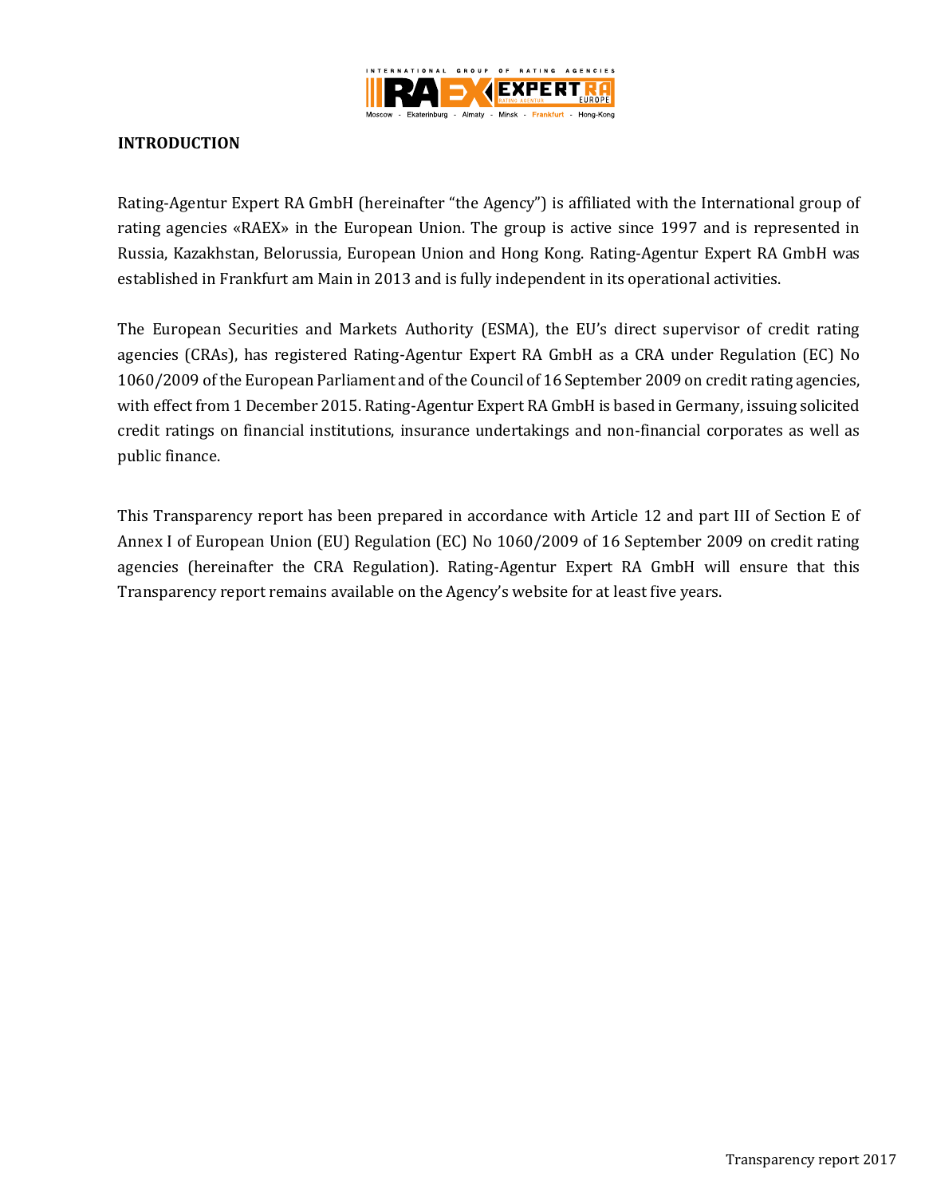# INTRODUCTION

Rating-Agentur Expert RA GmbH (hereinafter "the Agency") is affiliated with the International group of rating agencies «RAEX» in the European Union. The group is active since 1997 and is represented in Russia, Kazakhstan, Belorussia, European Union and Hong Kong. Rating-Agentur Expert RA GmbH was established in Frankfurt am Main in 2013 and is fully independent in its operational activities.

The European Securities and Markets Authority (ESMA), the EU's direct supervisor of credit rating agencies (CRAs), has registered Rating-Agentur Expert RA GmbH as a CRA under Regulation (EC) No 1060/2009 of the European Parliament and of the Council of 16 September 2009 on credit rating agencies, with effect from 1 December 2015. Rating-Agentur Expert RA GmbH is based in Germany, issuing solicited credit ratings on financial institutions, insurance undertakings and non-financial corporates as well as public finance.

This Transparency report has been prepared in accordance with Article 12 and part III of Section E of Annex I of European Union (EU) Regulation (EC) No 1060/2009 of 16 September 2009 on credit rating agencies (hereinafter the CRA Regulation). Rating-Agentur Expert RA GmbH will ensure that this Transparency report remains available on the Agency's website for at least five years.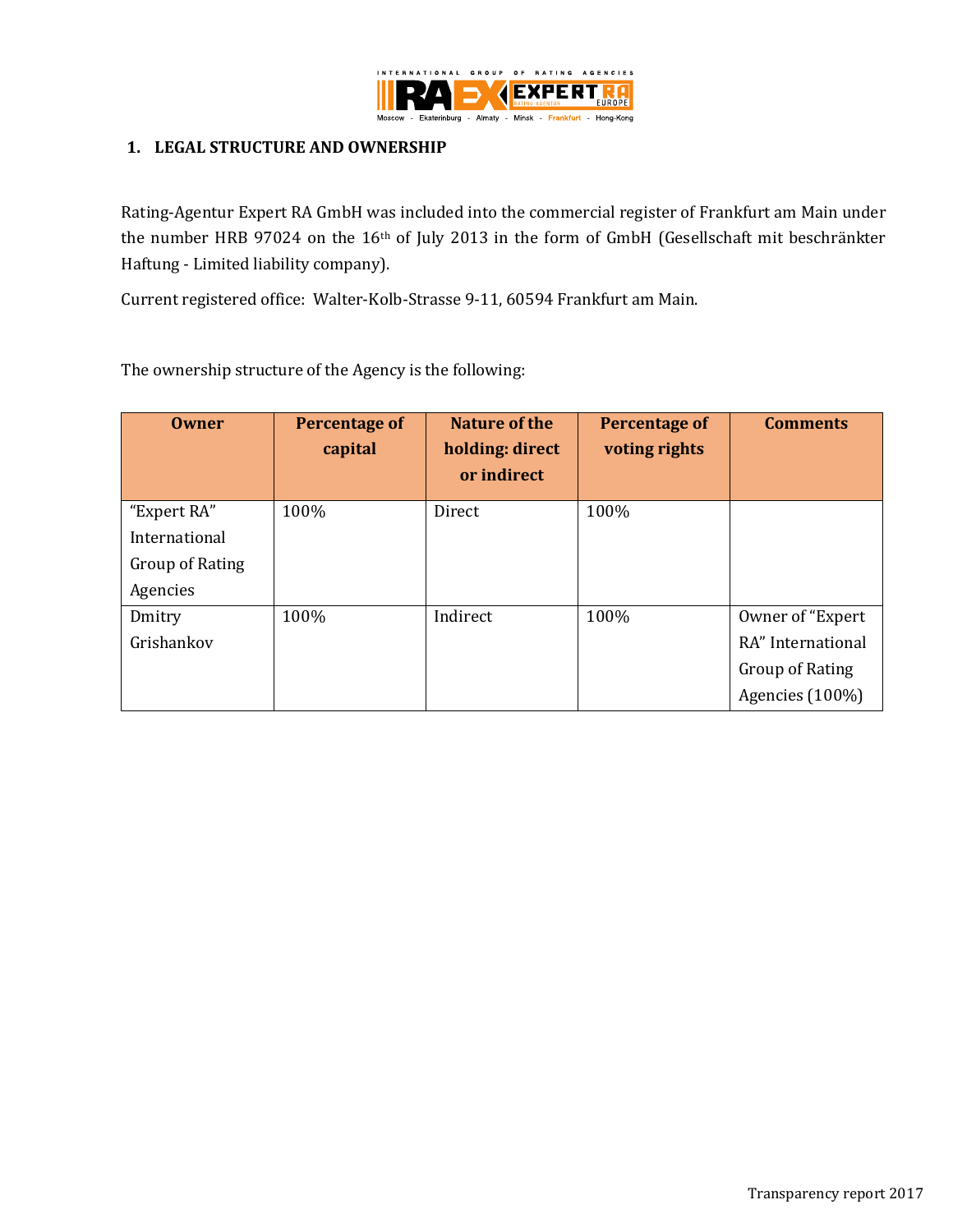## 1. LEGAL STRUCTURE AND OWNERSHIP

Rating-Agentur Expert RA GmbH was included into the commercial register of Frankfurt am Main under the number HRB 97024 on the 16th of July 2013 in the form of GmbH (Gesellschaft mit beschränkter Haftung - Limited liability company).

Current registered office: Walter-Kolb-Strasse 9-11, 60594 Frankfurt am Main.

The ownership structure of the Agency is the following:

| Owner | Percentage of capital | Nature of the holding: direct or indirect | Percentage of voting rights | Comments |
|---|---|---|---|---|
| "Expert RA" International Group of Rating Agencies | 100% | Direct | 100% | |
| Dmitry Grishankov | 100% | Indirect | 100% | Owner of "Expert RA" International Group of Rating Agencies (100%) |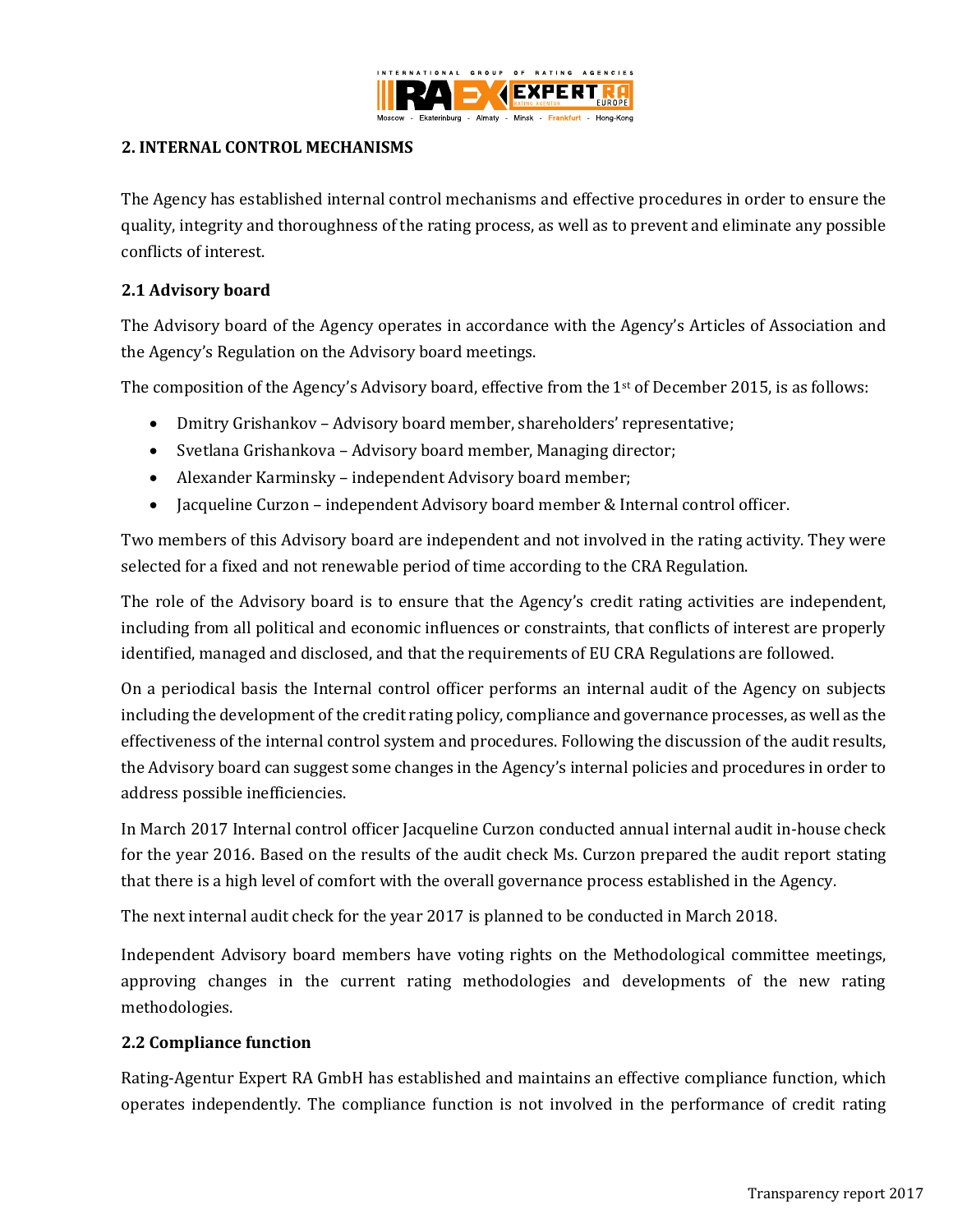## 2. INTERNAL CONTROL MECHANISMS

The Agency has established internal control mechanisms and effective procedures in order to ensure the quality, integrity and thoroughness of the rating process, as well as to prevent and eliminate any possible conflicts of interest.

### 2.1 Advisory board

The Advisory board of the Agency operates in accordance with the Agency's Articles of Association and the Agency's Regulation on the Advisory board meetings.

The composition of the Agency's Advisory board, effective from the 1st of December 2015, is as follows:

- Dmitry Grishankov – Advisory board member, shareholders' representative;
- Svetlana Grishankova – Advisory board member, Managing director;
- Alexander Karminsky – independent Advisory board member;
- Jacqueline Curzon – independent Advisory board member & Internal control officer.

Two members of this Advisory board are independent and not involved in the rating activity. They were selected for a fixed and not renewable period of time according to the CRA Regulation.

The role of the Advisory board is to ensure that the Agency's credit rating activities are independent, including from all political and economic influences or constraints, that conflicts of interest are properly identified, managed and disclosed, and that the requirements of EU CRA Regulations are followed.

On a periodical basis the Internal control officer performs an internal audit of the Agency on subjects including the development of the credit rating policy, compliance and governance processes, as well as the effectiveness of the internal control system and procedures. Following the discussion of the audit results, the Advisory board can suggest some changes in the Agency's internal policies and procedures in order to address possible inefficiencies.

In March 2017 Internal control officer Jacqueline Curzon conducted annual internal audit in-house check for the year 2016. Based on the results of the audit check Ms. Curzon prepared the audit report stating that there is a high level of comfort with the overall governance process established in the Agency.

The next internal audit check for the year 2017 is planned to be conducted in March 2018.

Independent Advisory board members have voting rights on the Methodological committee meetings, approving changes in the current rating methodologies and developments of the new rating methodologies.

### 2.2 Compliance function

Rating-Agentur Expert RA GmbH has established and maintains an effective compliance function, which operates independently. The compliance function is not involved in the performance of credit rating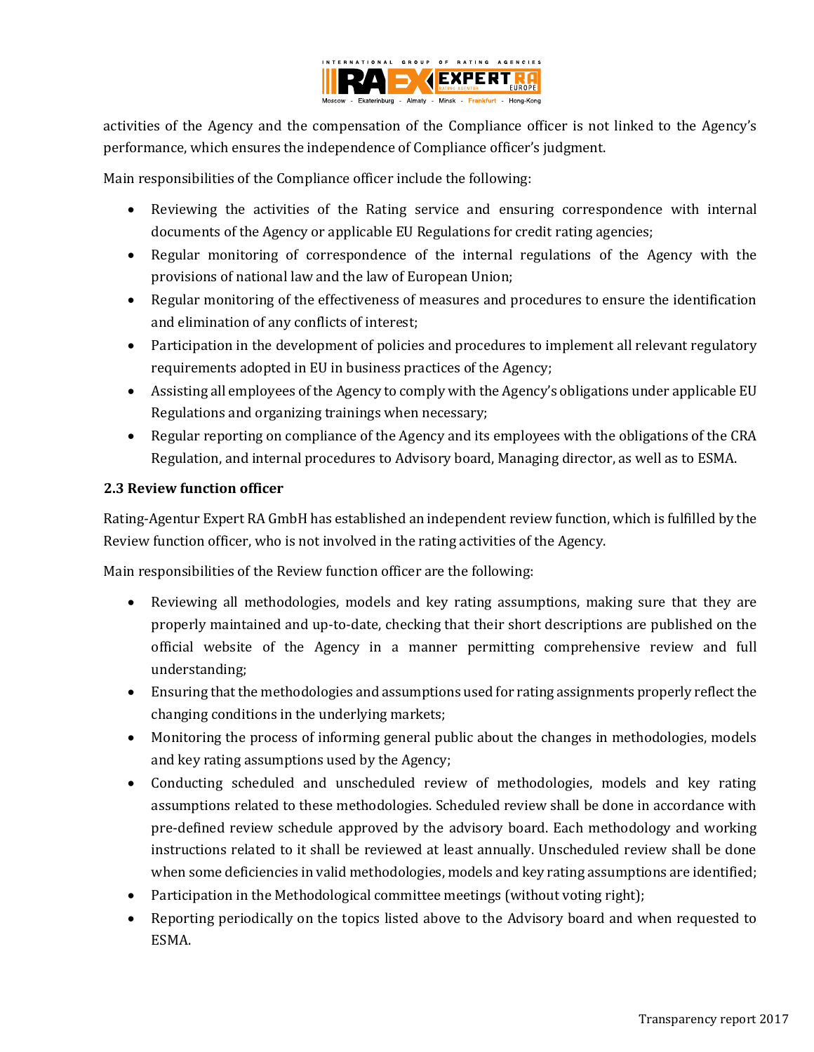activities of the Agency and the compensation of the Compliance officer is not linked to the Agency's performance, which ensures the independence of Compliance officer's judgment.

Main responsibilities of the Compliance officer include the following:

- Reviewing the activities of the Rating service and ensuring correspondence with internal documents of the Agency or applicable EU Regulations for credit rating agencies;
- Regular monitoring of correspondence of the internal regulations of the Agency with the provisions of national law and the law of European Union;
- Regular monitoring of the effectiveness of measures and procedures to ensure the identification and elimination of any conflicts of interest;
- Participation in the development of policies and procedures to implement all relevant regulatory requirements adopted in EU in business practices of the Agency;
- Assisting all employees of the Agency to comply with the Agency's obligations under applicable EU Regulations and organizing trainings when necessary;
- Regular reporting on compliance of the Agency and its employees with the obligations of the CRA Regulation, and internal procedures to Advisory board, Managing director, as well as to ESMA.

### 2.3 Review function officer

Rating-Agentur Expert RA GmbH has established an independent review function, which is fulfilled by the Review function officer, who is not involved in the rating activities of the Agency.

Main responsibilities of the Review function officer are the following:

- Reviewing all methodologies, models and key rating assumptions, making sure that they are properly maintained and up-to-date, checking that their short descriptions are published on the official website of the Agency in a manner permitting comprehensive review and full understanding;
- Ensuring that the methodologies and assumptions used for rating assignments properly reflect the changing conditions in the underlying markets;
- Monitoring the process of informing general public about the changes in methodologies, models and key rating assumptions used by the Agency;
- Conducting scheduled and unscheduled review of methodologies, models and key rating assumptions related to these methodologies. Scheduled review shall be done in accordance with pre-defined review schedule approved by the advisory board. Each methodology and working instructions related to it shall be reviewed at least annually. Unscheduled review shall be done when some deficiencies in valid methodologies, models and key rating assumptions are identified;
- Participation in the Methodological committee meetings (without voting right);
- Reporting periodically on the topics listed above to the Advisory board and when requested to ESMA.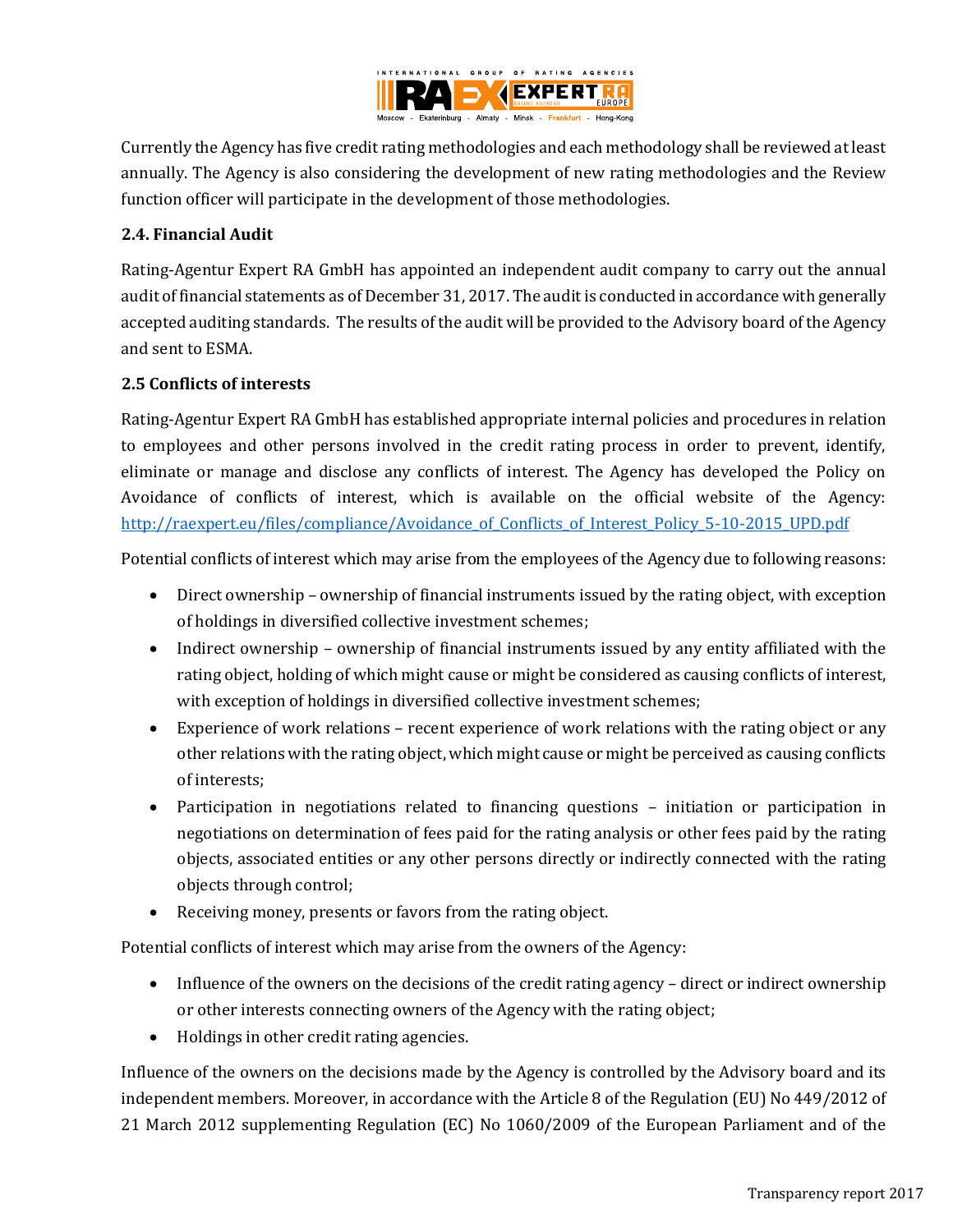Currently the Agency has five credit rating methodologies and each methodology shall be reviewed at least annually. The Agency is also considering the development of new rating methodologies and the Review function officer will participate in the development of those methodologies.

### 2.4. Financial Audit

Rating-Agentur Expert RA GmbH has appointed an independent audit company to carry out the annual audit of financial statements as of December 31, 2017. The audit is conducted in accordance with generally accepted auditing standards. The results of the audit will be provided to the Advisory board of the Agency and sent to ESMA.

### 2.5 Conflicts of interests

Rating-Agentur Expert RA GmbH has established appropriate internal policies and procedures in relation to employees and other persons involved in the credit rating process in order to prevent, identify, eliminate or manage and disclose any conflicts of interest. The Agency has developed the Policy on Avoidance of conflicts of interest, which is available on the official website of the Agency: [http://raexpert.eu/files/compliance/Avoidance_of_Conflicts_of_Interest_Policy_5-10-2015_UPD.pdf](http://raexpert.eu/files/compliance/Avoidance_of_Conflicts_of_Interest_Policy_5-10-2015_UPD.pdf)

Potential conflicts of interest which may arise from the employees of the Agency due to following reasons:

- Direct ownership – ownership of financial instruments issued by the rating object, with exception of holdings in diversified collective investment schemes;
- Indirect ownership – ownership of financial instruments issued by any entity affiliated with the rating object, holding of which might cause or might be considered as causing conflicts of interest, with exception of holdings in diversified collective investment schemes;
- Experience of work relations – recent experience of work relations with the rating object or any other relations with the rating object, which might cause or might be perceived as causing conflicts of interests;
- Participation in negotiations related to financing questions – initiation or participation in negotiations on determination of fees paid for the rating analysis or other fees paid by the rating objects, associated entities or any other persons directly or indirectly connected with the rating objects through control;
- Receiving money, presents or favors from the rating object.

Potential conflicts of interest which may arise from the owners of the Agency:

- Influence of the owners on the decisions of the credit rating agency – direct or indirect ownership or other interests connecting owners of the Agency with the rating object;
- Holdings in other credit rating agencies.

Influence of the owners on the decisions made by the Agency is controlled by the Advisory board and its independent members. Moreover, in accordance with the Article 8 of the Regulation (EU) No 449/2012 of 21 March 2012 supplementing Regulation (EC) No 1060/2009 of the European Parliament and of the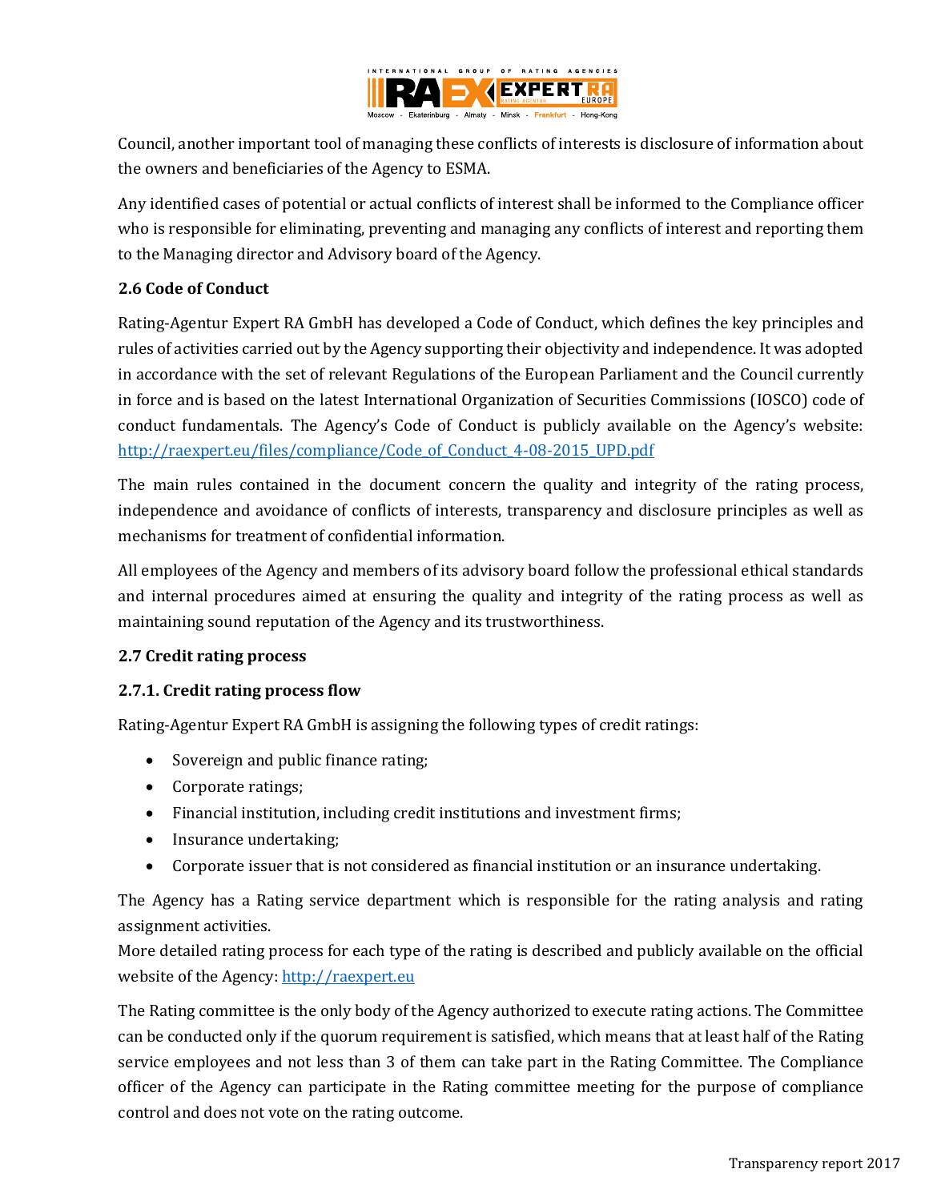Council, another important tool of managing these conflicts of interests is disclosure of information about the owners and beneficiaries of the Agency to ESMA.

Any identified cases of potential or actual conflicts of interest shall be informed to the Compliance officer who is responsible for eliminating, preventing and managing any conflicts of interest and reporting them to the Managing director and Advisory board of the Agency.

### 2.6 Code of Conduct

Rating-Agentur Expert RA GmbH has developed a Code of Conduct, which defines the key principles and rules of activities carried out by the Agency supporting their objectivity and independence. It was adopted in accordance with the set of relevant Regulations of the European Parliament and the Council currently in force and is based on the latest International Organization of Securities Commissions (IOSCO) code of conduct fundamentals. The Agency's Code of Conduct is publicly available on the Agency's website: http://raexpert.eu/files/compliance/Code_of_Conduct_4-08-2015_UPD.pdf

The main rules contained in the document concern the quality and integrity of the rating process, independence and avoidance of conflicts of interests, transparency and disclosure principles as well as mechanisms for treatment of confidential information.

All employees of the Agency and members of its advisory board follow the professional ethical standards and internal procedures aimed at ensuring the quality and integrity of the rating process as well as maintaining sound reputation of the Agency and its trustworthiness.

### 2.7 Credit rating process

#### 2.7.1. Credit rating process flow

Rating-Agentur Expert RA GmbH is assigning the following types of credit ratings:

- Sovereign and public finance rating;
- Corporate ratings;
- Financial institution, including credit institutions and investment firms;
- Insurance undertaking;
- Corporate issuer that is not considered as financial institution or an insurance undertaking.

The Agency has a Rating service department which is responsible for the rating analysis and rating assignment activities.
More detailed rating process for each type of the rating is described and publicly available on the official website of the Agency: http://raexpert.eu

The Rating committee is the only body of the Agency authorized to execute rating actions. The Committee can be conducted only if the quorum requirement is satisfied, which means that at least half of the Rating service employees and not less than 3 of them can take part in the Rating Committee. The Compliance officer of the Agency can participate in the Rating committee meeting for the purpose of compliance control and does not vote on the rating outcome.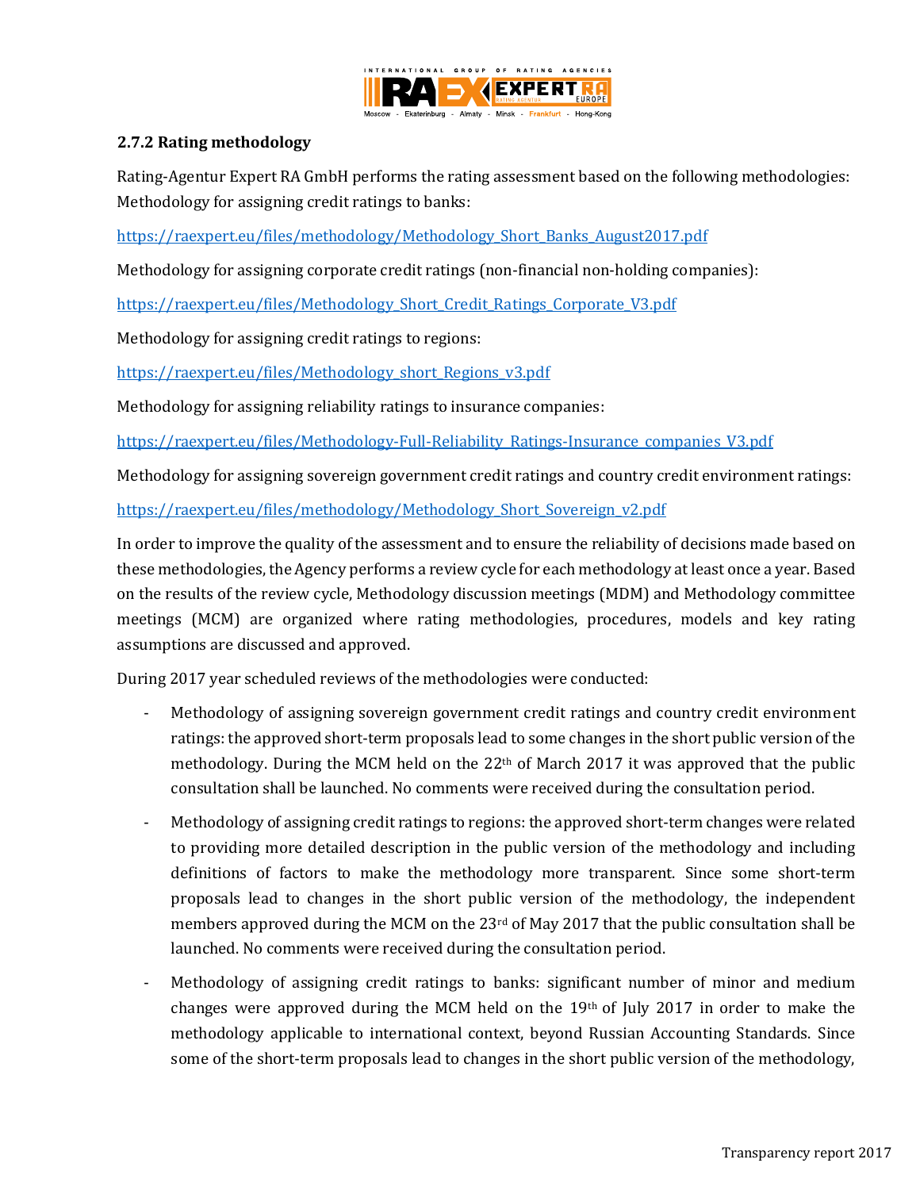### 2.7.2 Rating methodology

Rating-Agentur Expert RA GmbH performs the rating assessment based on the following methodologies: Methodology for assigning credit ratings to banks:

https://raexpert.eu/files/methodology/Methodology_Short_Banks_August2017.pdf

Methodology for assigning corporate credit ratings (non-financial non-holding companies):

https://raexpert.eu/files/Methodology_Short_Credit_Ratings_Corporate_V3.pdf

Methodology for assigning credit ratings to regions:

https://raexpert.eu/files/Methodology_short_Regions_v3.pdf

Methodology for assigning reliability ratings to insurance companies:

https://raexpert.eu/files/Methodology-Full-Reliability_Ratings-Insurance_companies_V3.pdf

Methodology for assigning sovereign government credit ratings and country credit environment ratings:

https://raexpert.eu/files/methodology/Methodology_Short_Sovereign_v2.pdf

In order to improve the quality of the assessment and to ensure the reliability of decisions made based on these methodologies, the Agency performs a review cycle for each methodology at least once a year. Based on the results of the review cycle, Methodology discussion meetings (MDM) and Methodology committee meetings (MCM) are organized where rating methodologies, procedures, models and key rating assumptions are discussed and approved.

During 2017 year scheduled reviews of the methodologies were conducted:

- Methodology of assigning sovereign government credit ratings and country credit environment ratings: the approved short-term proposals lead to some changes in the short public version of the methodology. During the MCM held on the 22nd of March 2017 it was approved that the public consultation shall be launched. No comments were received during the consultation period.
- Methodology of assigning credit ratings to regions: the approved short-term changes were related to providing more detailed description in the public version of the methodology and including definitions of factors to make the methodology more transparent. Since some short-term proposals lead to changes in the short public version of the methodology, the independent members approved during the MCM on the 23rd of May 2017 that the public consultation shall be launched. No comments were received during the consultation period.
- Methodology of assigning credit ratings to banks: significant number of minor and medium changes were approved during the MCM held on the 19th of July 2017 in order to make the methodology applicable to international context, beyond Russian Accounting Standards. Since some of the short-term proposals lead to changes in the short public version of the methodology,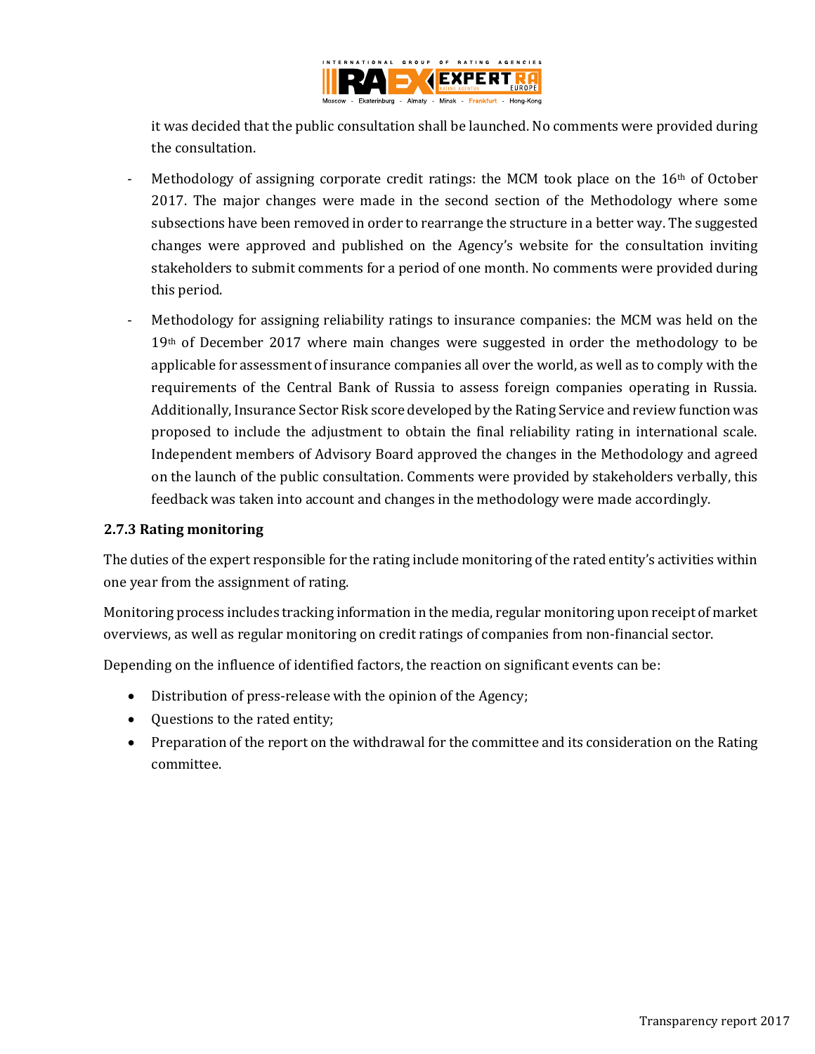it was decided that the public consultation shall be launched. No comments were provided during the consultation.

- Methodology of assigning corporate credit ratings: the MCM took place on the 16th of October 2017. The major changes were made in the second section of the Methodology where some subsections have been removed in order to rearrange the structure in a better way. The suggested changes were approved and published on the Agency's website for the consultation inviting stakeholders to submit comments for a period of one month. No comments were provided during this period.
- Methodology for assigning reliability ratings to insurance companies: the MCM was held on the 19th of December 2017 where main changes were suggested in order the methodology to be applicable for assessment of insurance companies all over the world, as well as to comply with the requirements of the Central Bank of Russia to assess foreign companies operating in Russia. Additionally, Insurance Sector Risk score developed by the Rating Service and review function was proposed to include the adjustment to obtain the final reliability rating in international scale. Independent members of Advisory Board approved the changes in the Methodology and agreed on the launch of the public consultation. Comments were provided by stakeholders verbally, this feedback was taken into account and changes in the methodology were made accordingly.

### 2.7.3 Rating monitoring

The duties of the expert responsible for the rating include monitoring of the rated entity's activities within one year from the assignment of rating.

Monitoring process includes tracking information in the media, regular monitoring upon receipt of market overviews, as well as regular monitoring on credit ratings of companies from non-financial sector.

Depending on the influence of identified factors, the reaction on significant events can be:

- Distribution of press-release with the opinion of the Agency;
- Questions to the rated entity;
- Preparation of the report on the withdrawal for the committee and its consideration on the Rating committee.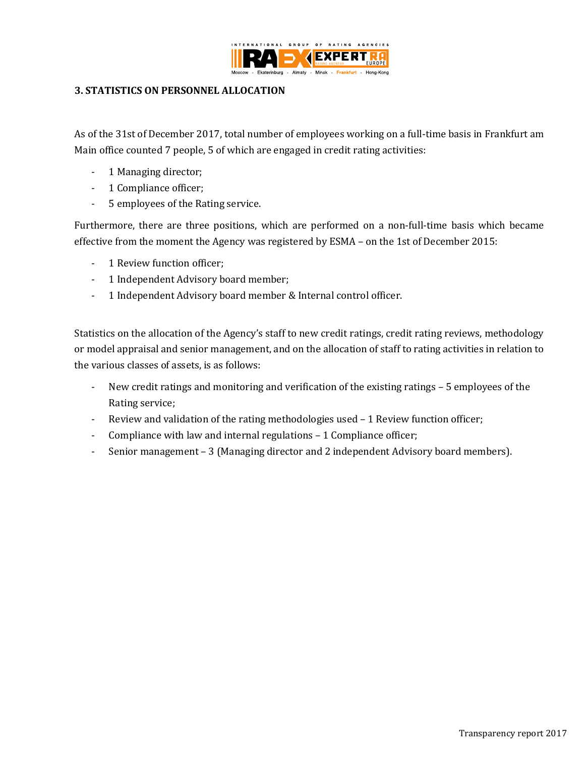### 3. STATISTICS ON PERSONNEL ALLOCATION

As of the 31st of December 2017, total number of employees working on a full-time basis in Frankfurt am Main office counted 7 people, 5 of which are engaged in credit rating activities:

- 1 Managing director;
- 1 Compliance officer;
- 5 employees of the Rating service.

Furthermore, there are three positions, which are performed on a non-full-time basis which became effective from the moment the Agency was registered by ESMA – on the 1st of December 2015:

- 1 Review function officer;
- 1 Independent Advisory board member;
- 1 Independent Advisory board member & Internal control officer.

Statistics on the allocation of the Agency's staff to new credit ratings, credit rating reviews, methodology or model appraisal and senior management, and on the allocation of staff to rating activities in relation to the various classes of assets, is as follows:

- New credit ratings and monitoring and verification of the existing ratings – 5 employees of the Rating service;
- Review and validation of the rating methodologies used – 1 Review function officer;
- Compliance with law and internal regulations – 1 Compliance officer;
- Senior management – 3 (Managing director and 2 independent Advisory board members).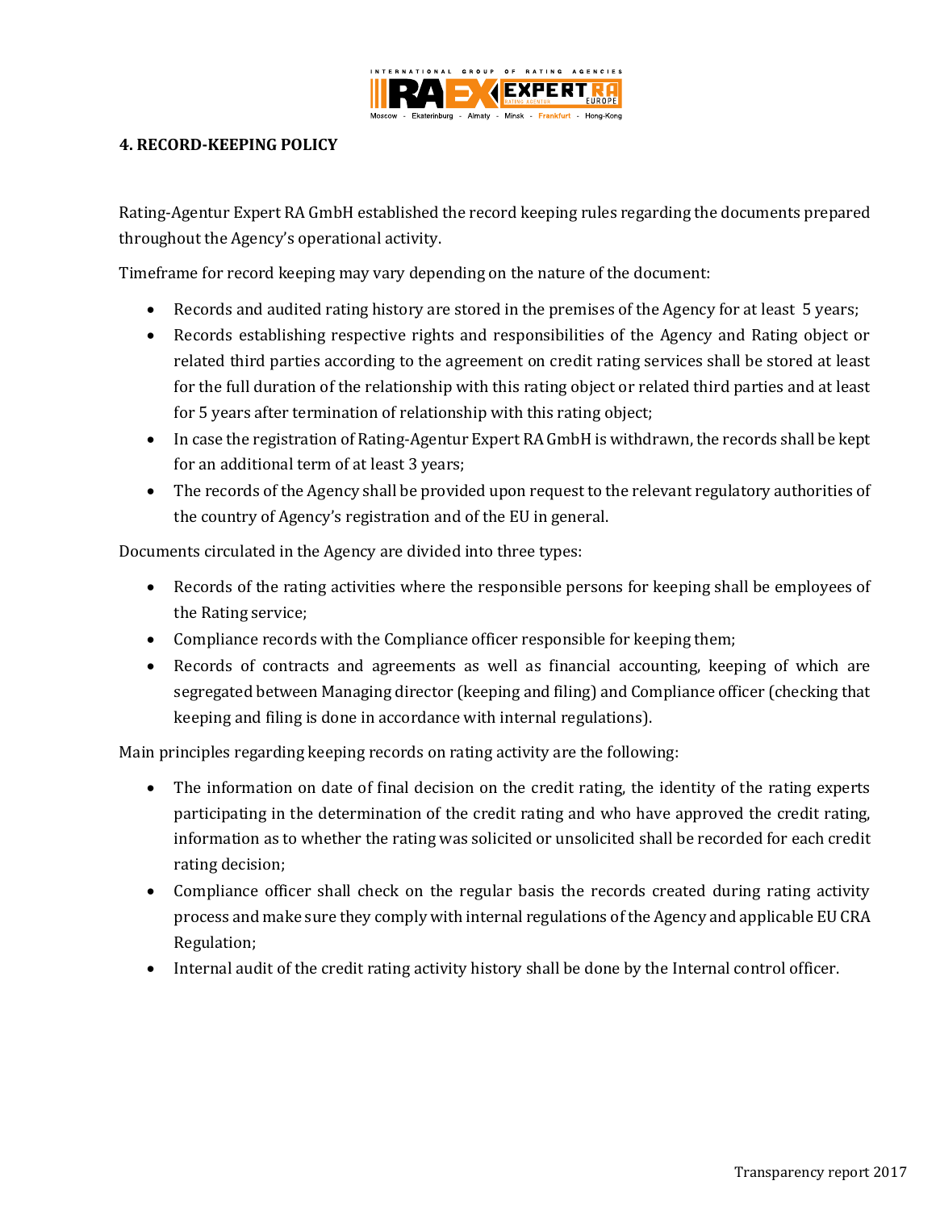## 4. RECORD-KEEPING POLICY

Rating-Agentur Expert RA GmbH established the record keeping rules regarding the documents prepared throughout the Agency's operational activity.

Timeframe for record keeping may vary depending on the nature of the document:

- Records and audited rating history are stored in the premises of the Agency for at least 5 years;
- Records establishing respective rights and responsibilities of the Agency and Rating object or related third parties according to the agreement on credit rating services shall be stored at least for the full duration of the relationship with this rating object or related third parties and at least for 5 years after termination of relationship with this rating object;
- In case the registration of Rating-Agentur Expert RA GmbH is withdrawn, the records shall be kept for an additional term of at least 3 years;
- The records of the Agency shall be provided upon request to the relevant regulatory authorities of the country of Agency's registration and of the EU in general.

Documents circulated in the Agency are divided into three types:

- Records of the rating activities where the responsible persons for keeping shall be employees of the Rating service;
- Compliance records with the Compliance officer responsible for keeping them;
- Records of contracts and agreements as well as financial accounting, keeping of which are segregated between Managing director (keeping and filing) and Compliance officer (checking that keeping and filing is done in accordance with internal regulations).

Main principles regarding keeping records on rating activity are the following:

- The information on date of final decision on the credit rating, the identity of the rating experts participating in the determination of the credit rating and who have approved the credit rating, information as to whether the rating was solicited or unsolicited shall be recorded for each credit rating decision;
- Compliance officer shall check on the regular basis the records created during rating activity process and make sure they comply with internal regulations of the Agency and applicable EU CRA Regulation;
- Internal audit of the credit rating activity history shall be done by the Internal control officer.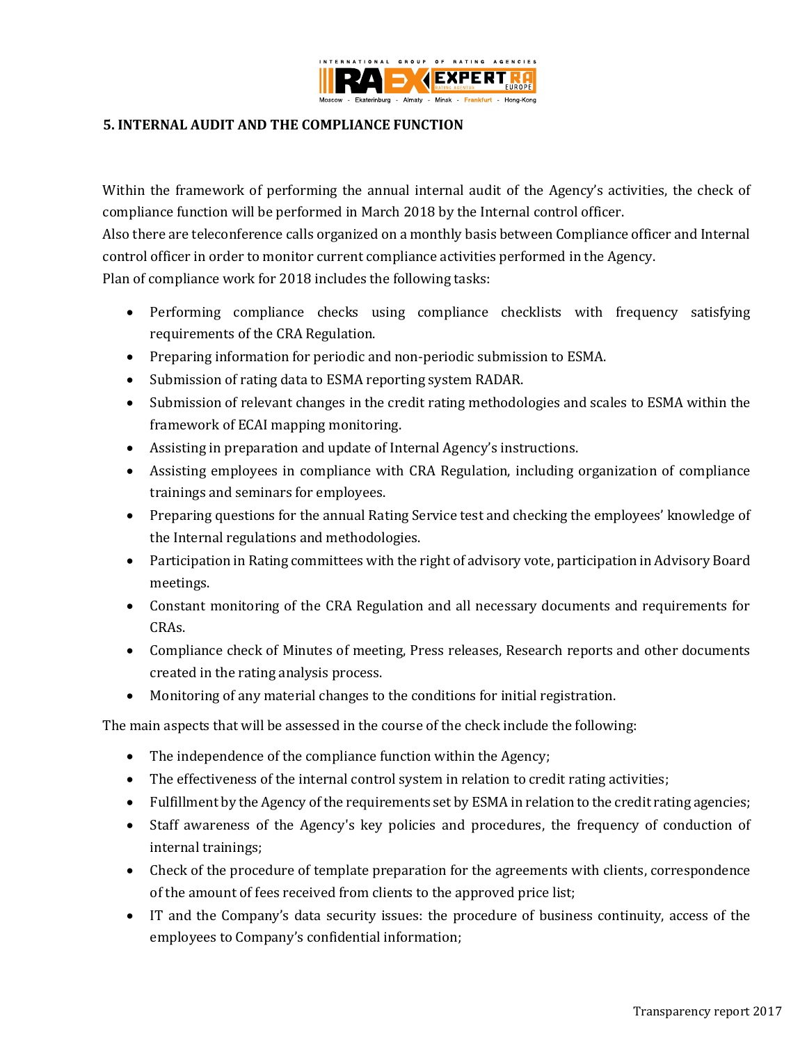## 5. INTERNAL AUDIT AND THE COMPLIANCE FUNCTION

Within the framework of performing the annual internal audit of the Agency's activities, the check of compliance function will be performed in March 2018 by the Internal control officer.
Also there are teleconference calls organized on a monthly basis between Compliance officer and Internal control officer in order to monitor current compliance activities performed in the Agency.
Plan of compliance work for 2018 includes the following tasks:

- Performing compliance checks using compliance checklists with frequency satisfying requirements of the CRA Regulation.
- Preparing information for periodic and non-periodic submission to ESMA.
- Submission of rating data to ESMA reporting system RADAR.
- Submission of relevant changes in the credit rating methodologies and scales to ESMA within the framework of ECAI mapping monitoring.
- Assisting in preparation and update of Internal Agency's instructions.
- Assisting employees in compliance with CRA Regulation, including organization of compliance trainings and seminars for employees.
- Preparing questions for the annual Rating Service test and checking the employees' knowledge of the Internal regulations and methodologies.
- Participation in Rating committees with the right of advisory vote, participation in Advisory Board meetings.
- Constant monitoring of the CRA Regulation and all necessary documents and requirements for CRAs.
- Compliance check of Minutes of meeting, Press releases, Research reports and other documents created in the rating analysis process.
- Monitoring of any material changes to the conditions for initial registration.

The main aspects that will be assessed in the course of the check include the following:

- The independence of the compliance function within the Agency;
- The effectiveness of the internal control system in relation to credit rating activities;
- Fulfillment by the Agency of the requirements set by ESMA in relation to the credit rating agencies;
- Staff awareness of the Agency's key policies and procedures, the frequency of conduction of internal trainings;
- Check of the procedure of template preparation for the agreements with clients, correspondence of the amount of fees received from clients to the approved price list;
- IT and the Company's data security issues: the procedure of business continuity, access of the employees to Company's confidential information;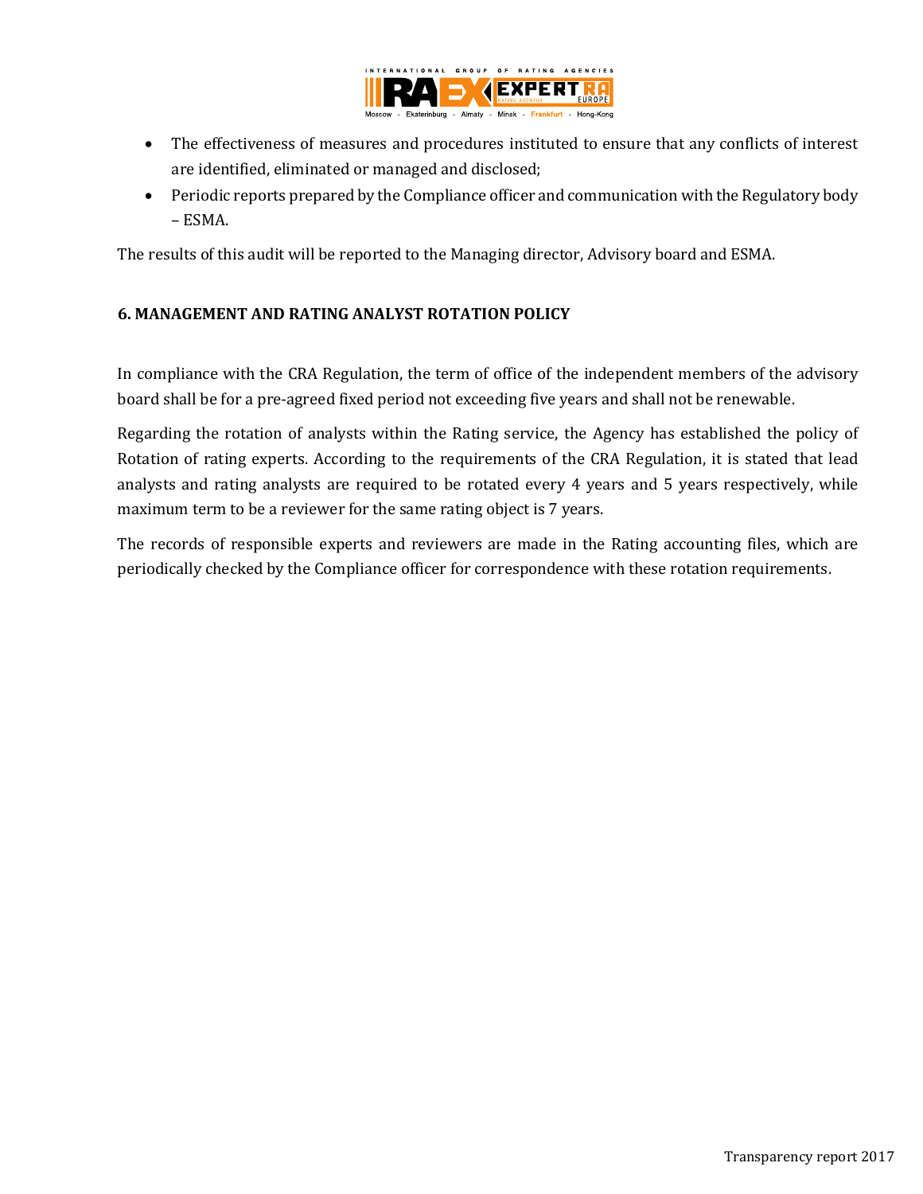- The effectiveness of measures and procedures instituted to ensure that any conflicts of interest are identified, eliminated or managed and disclosed;
- Periodic reports prepared by the Compliance officer and communication with the Regulatory body – ESMA.

The results of this audit will be reported to the Managing director, Advisory board and ESMA.

## 6. MANAGEMENT AND RATING ANALYST ROTATION POLICY

In compliance with the CRA Regulation, the term of office of the independent members of the advisory board shall be for a pre-agreed fixed period not exceeding five years and shall not be renewable.

Regarding the rotation of analysts within the Rating service, the Agency has established the policy of Rotation of rating experts. According to the requirements of the CRA Regulation, it is stated that lead analysts and rating analysts are required to be rotated every 4 years and 5 years respectively, while maximum term to be a reviewer for the same rating object is 7 years.

The records of responsible experts and reviewers are made in the Rating accounting files, which are periodically checked by the Compliance officer for correspondence with these rotation requirements.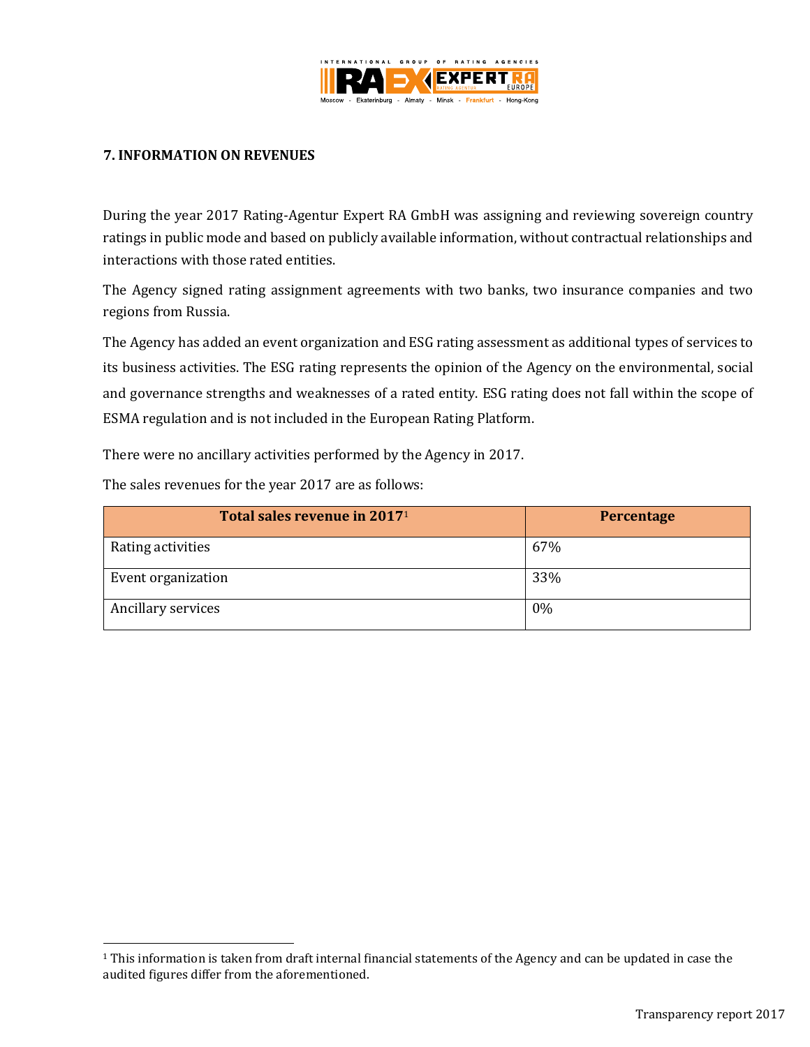## 7. INFORMATION ON REVENUES

During the year 2017 Rating-Agentur Expert RA GmbH was assigning and reviewing sovereign country ratings in public mode and based on publicly available information, without contractual relationships and interactions with those rated entities.

The Agency signed rating assignment agreements with two banks, two insurance companies and two regions from Russia.

The Agency has added an event organization and ESG rating assessment as additional types of services to its business activities. The ESG rating represents the opinion of the Agency on the environmental, social and governance strengths and weaknesses of a rated entity. ESG rating does not fall within the scope of ESMA regulation and is not included in the European Rating Platform.

There were no ancillary activities performed by the Agency in 2017.

The sales revenues for the year 2017 are as follows:

| Total sales revenue in 2017[1] | Percentage |
|---|---|
| Rating activities | 67% |
| Event organization | 33% |
| Ancillary services | 0% |

[1] This information is taken from draft internal financial statements of the Agency and can be updated in case the audited figures differ from the aforementioned.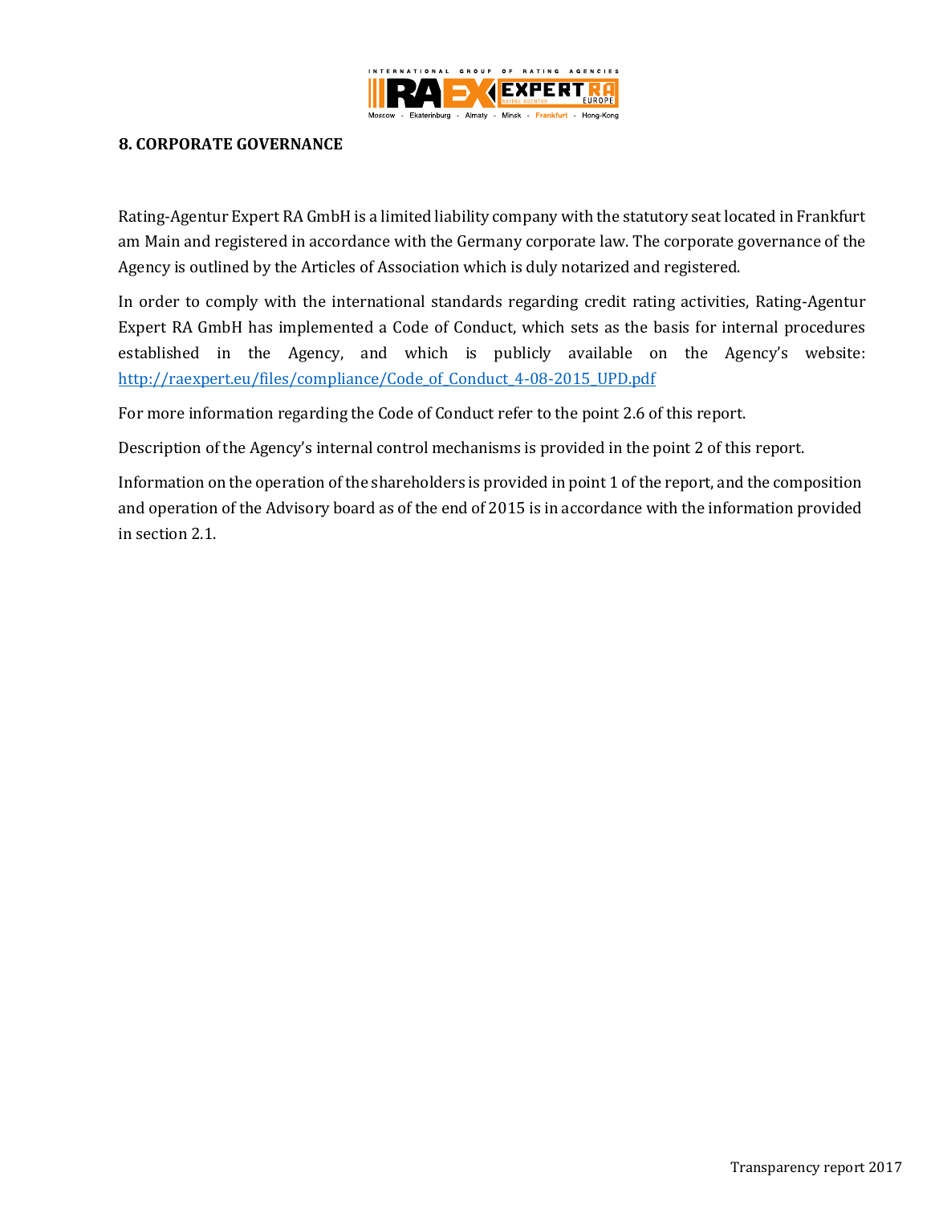## 8. CORPORATE GOVERNANCE

Rating-Agentur Expert RA GmbH is a limited liability company with the statutory seat located in Frankfurt am Main and registered in accordance with the Germany corporate law. The corporate governance of the Agency is outlined by the Articles of Association which is duly notarized and registered.

In order to comply with the international standards regarding credit rating activities, Rating-Agentur Expert RA GmbH has implemented a Code of Conduct, which sets as the basis for internal procedures established in the Agency, and which is publicly available on the Agency's website: http://raexpert.eu/files/compliance/Code_of_Conduct_4-08-2015_UPD.pdf

For more information regarding the Code of Conduct refer to the point 2.6 of this report.

Description of the Agency's internal control mechanisms is provided in the point 2 of this report.

Information on the operation of the shareholders is provided in point 1 of the report, and the composition and operation of the Advisory board as of the end of 2015 is in accordance with the information provided in section 2.1.